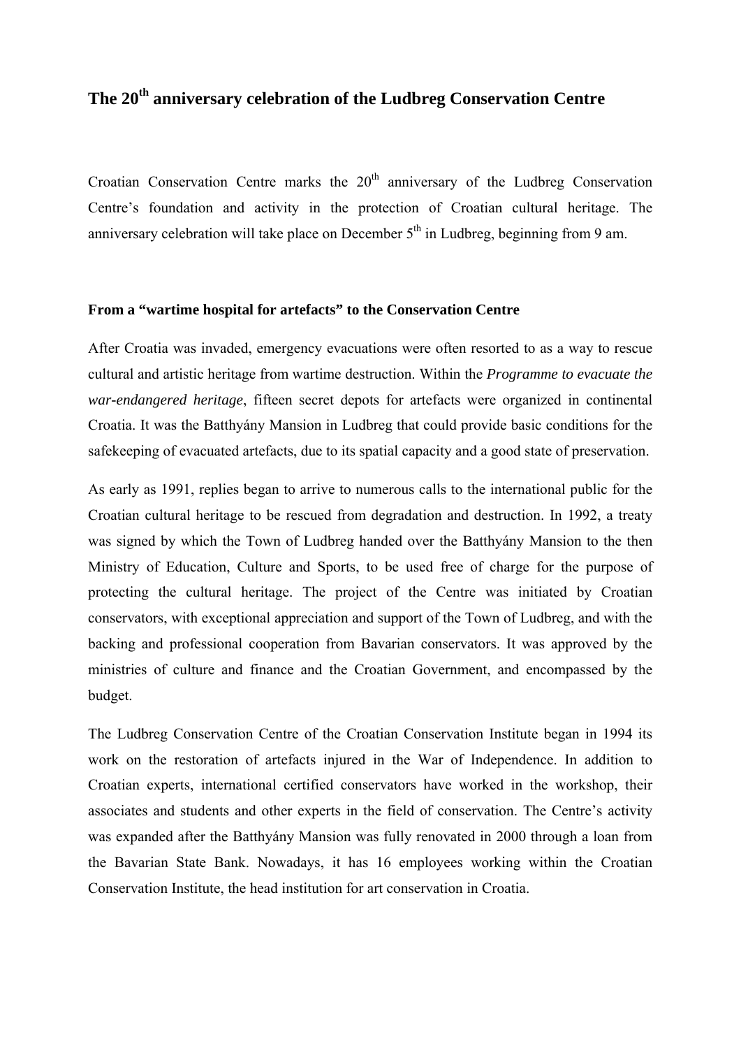# The 20th anniversary celebration of the Ludbreg Conservation Centre

Croatian Conservation Centre marks the 20th anniversary of the Ludbreg Conservation Centre's foundation and activity in the protection of Croatian cultural heritage. The anniversary celebration will take place on December 5th in Ludbreg, beginning from 9 am.

## From a "wartime hospital for artefacts" to the Conservation Centre

After Croatia was invaded, emergency evacuations were often resorted to as a way to rescue cultural and artistic heritage from wartime destruction. Within the *Programme to evacuate the war-endangered heritage*, fifteen secret depots for artefacts were organized in continental Croatia. It was the Batthyány Mansion in Ludbreg that could provide basic conditions for the safekeeping of evacuated artefacts, due to its spatial capacity and a good state of preservation.

As early as 1991, replies began to arrive to numerous calls to the international public for the Croatian cultural heritage to be rescued from degradation and destruction. In 1992, a treaty was signed by which the Town of Ludbreg handed over the Batthyány Mansion to the then Ministry of Education, Culture and Sports, to be used free of charge for the purpose of protecting the cultural heritage. The project of the Centre was initiated by Croatian conservators, with exceptional appreciation and support of the Town of Ludbreg, and with the backing and professional cooperation from Bavarian conservators. It was approved by the ministries of culture and finance and the Croatian Government, and encompassed by the budget.

The Ludbreg Conservation Centre of the Croatian Conservation Institute began in 1994 its work on the restoration of artefacts injured in the War of Independence. In addition to Croatian experts, international certified conservators have worked in the workshop, their associates and students and other experts in the field of conservation. The Centre's activity was expanded after the Batthyány Mansion was fully renovated in 2000 through a loan from the Bavarian State Bank. Nowadays, it has 16 employees working within the Croatian Conservation Institute, the head institution for art conservation in Croatia.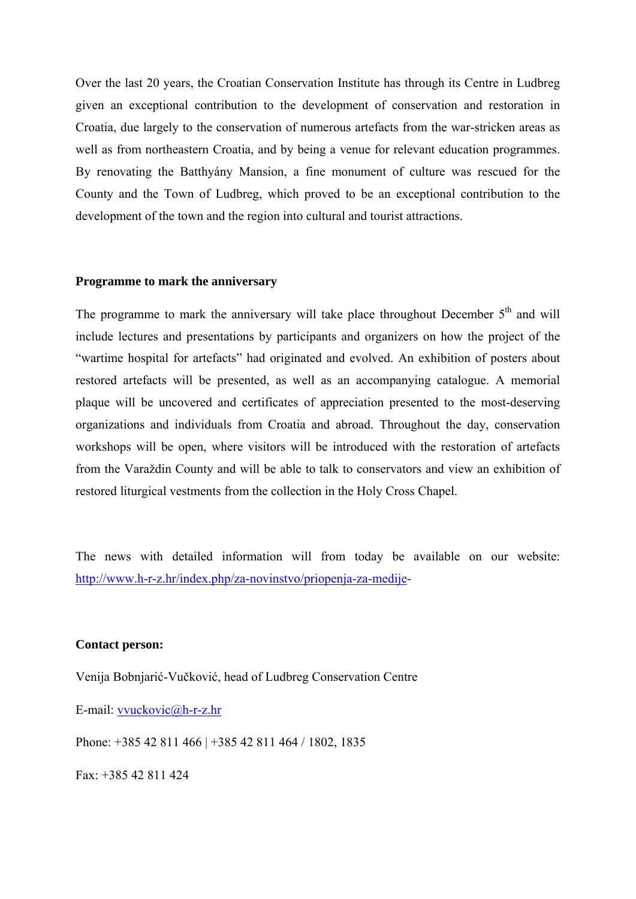Over the last 20 years, the Croatian Conservation Institute has through its Centre in Ludbreg given an exceptional contribution to the development of conservation and restoration in Croatia, due largely to the conservation of numerous artefacts from the war-stricken areas as well as from northeastern Croatia, and by being a venue for relevant education programmes. By renovating the Batthyány Mansion, a fine monument of culture was rescued for the County and the Town of Ludbreg, which proved to be an exceptional contribution to the development of the town and the region into cultural and tourist attractions.

**Programme to mark the anniversary**

The programme to mark the anniversary will take place throughout December 5th and will include lectures and presentations by participants and organizers on how the project of the "wartime hospital for artefacts" had originated and evolved. An exhibition of posters about restored artefacts will be presented, as well as an accompanying catalogue. A memorial plaque will be uncovered and certificates of appreciation presented to the most-deserving organizations and individuals from Croatia and abroad. Throughout the day, conservation workshops will be open, where visitors will be introduced with the restoration of artefacts from the Varaždin County and will be able to talk to conservators and view an exhibition of restored liturgical vestments from the collection in the Holy Cross Chapel.

The news with detailed information will from today be available on our website: http://www.h-r-z.hr/index.php/za-novinstvo/priopenja-za-medije-

**Contact person:**

Venija Bobnjarić-Vučković, head of Ludbreg Conservation Centre

E-mail: vvuckovic@h-r-z.hr

Phone: +385 42 811 466 | +385 42 811 464 / 1802, 1835

Fax: +385 42 811 424